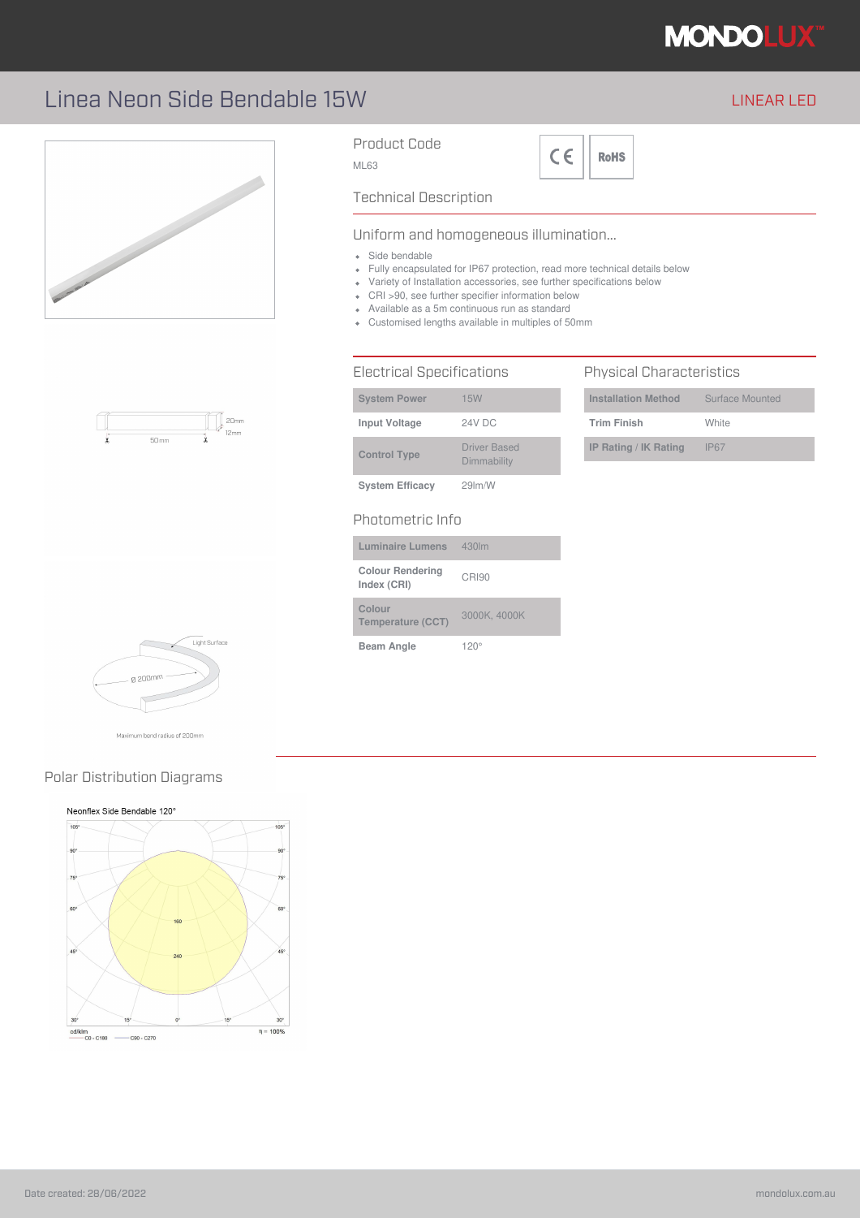# Linea Neon Side Bendable 15W

LINEAR LED

## Product Code

ML63

## Technical Description

### Uniform and homogeneous illumination...

- Side bendable
- Fully encapsulated for IP67 protection, read more technical details below
- Variety of Installation accessories, see further specifications below
- CRI >90, see further specifier information below
- Available as a 5m continuous run as standard
- Customised lengths available in multiples of 50mm

## Electrical Specifications

| | |
|---|---|
| **System Power** | 15W |
| **Input Voltage** | 24V DC |
| **Control Type** | Driver Based Dimmability |
| **System Efficacy** | 29lm/W |

## Physical Characteristics

| | |
|---|---|
| **Installation Method** | Surface Mounted |
| **Trim Finish** | White |
| **IP Rating / IK Rating** | IP67 |

## Photometric Info

| | |
|---|---|
| **Luminaire Lumens** | 430lm |
| **Colour Rendering Index (CRI)** | CRI90 |
| **Colour Temperature (CCT)** | 3000K, 4000K |
| **Beam Angle** | 120° |

20mm
12mm
50mm

Light Surface
Ø 200mm

Maximum bend radius of 200mm

## Polar Distribution Diagrams

Neonflex Side Bendable 120°

cd/klm
C0 - C180 C90 - C270
η = 100%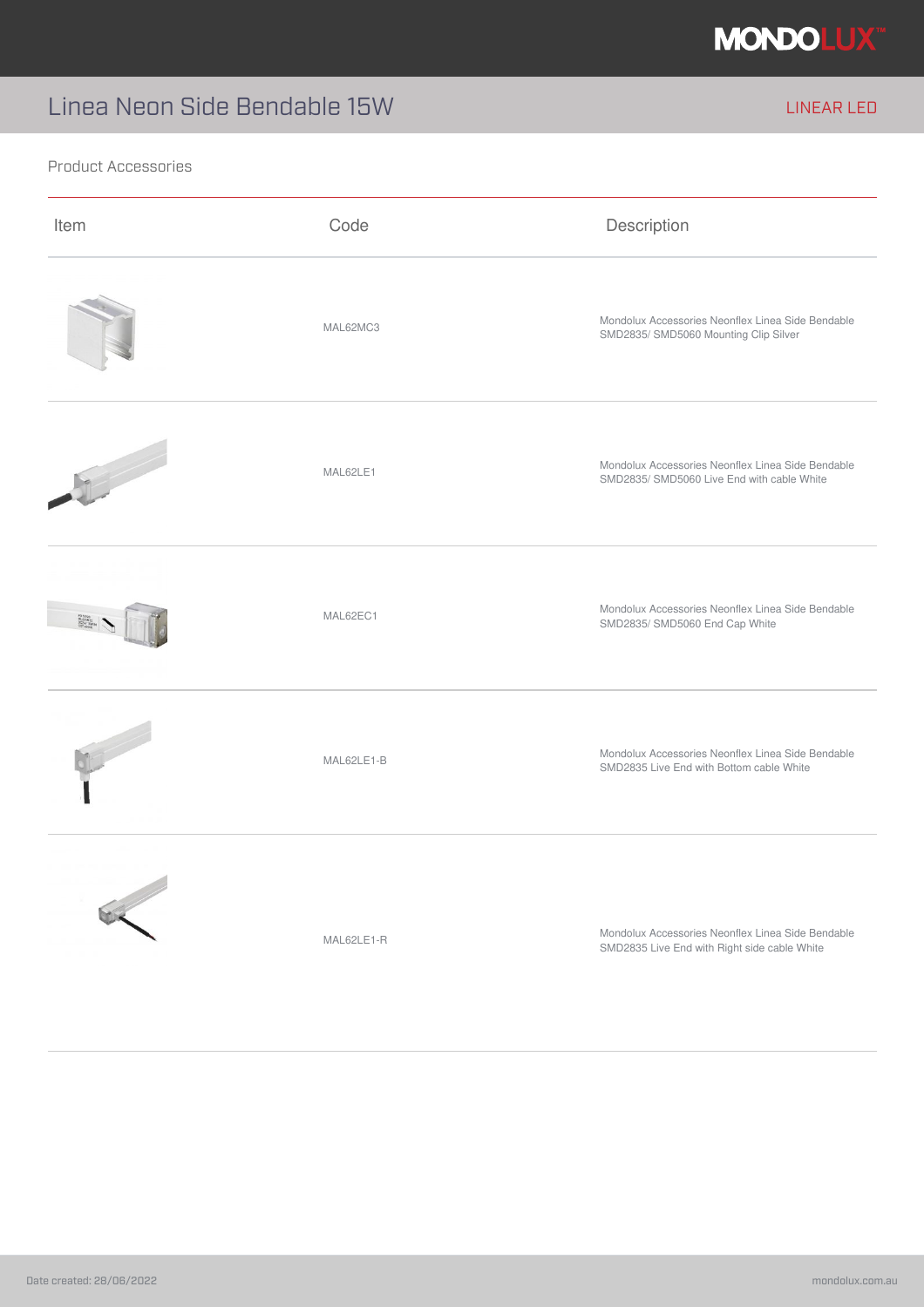# Linea Neon Side Bendable 15W

LINEAR LED

## Product Accessories

| Item | Code | Description |
|---|---|---|
| | MAL62MC3 | Mondolux Accessories Neonflex Linea Side Bendable SMD2835/ SMD5060 Mounting Clip Silver |
| | MAL62LE1 | Mondolux Accessories Neonflex Linea Side Bendable SMD2835/ SMD5060 Live End with cable White |
| | MAL62EC1 | Mondolux Accessories Neonflex Linea Side Bendable SMD2835/ SMD5060 End Cap White |
| | MAL62LE1-B | Mondolux Accessories Neonflex Linea Side Bendable SMD2835 Live End with Bottom cable White |
| | MAL62LE1-R | Mondolux Accessories Neonflex Linea Side Bendable SMD2835 Live End with Right side cable White |

Date created: 28/06/2022

mondolux.com.au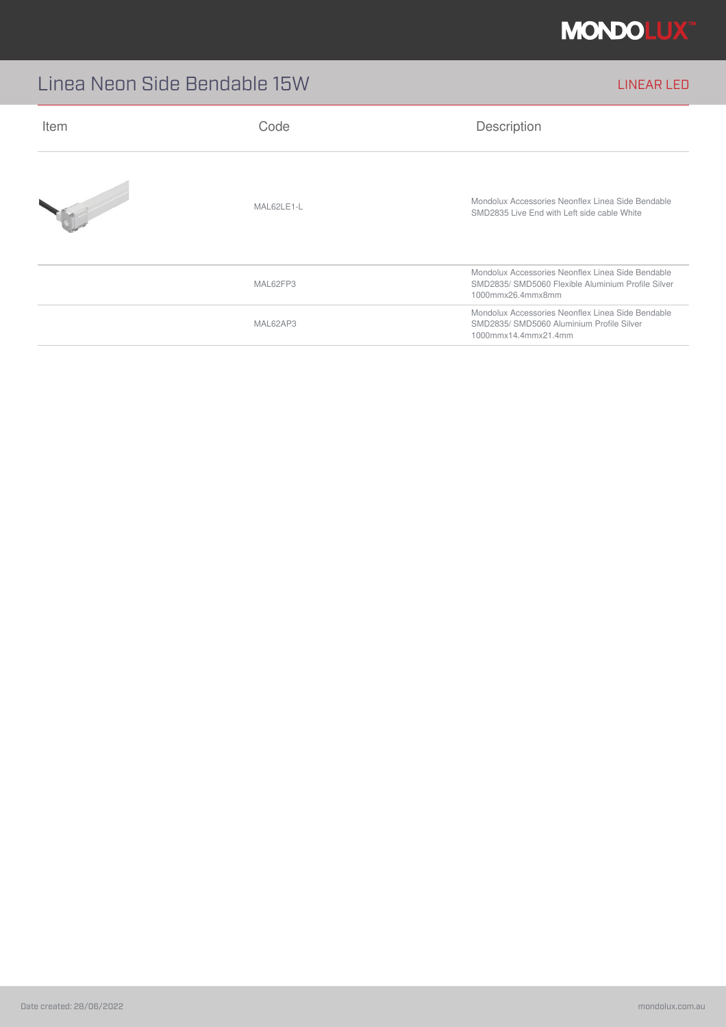# Linea Neon Side Bendable 15W

LINEAR LED

| Item | Code | Description |
|---|---|---|
| | MAL62LE1-L | Mondolux Accessories Neonflex Linea Side Bendable SMD2835 Live End with Left side cable White |
| | MAL62FP3 | Mondolux Accessories Neonflex Linea Side Bendable SMD2835/ SMD5060 Flexible Aluminium Profile Silver 1000mmx26.4mmx8mm |
| | MAL62AP3 | Mondolux Accessories Neonflex Linea Side Bendable SMD2835/ SMD5060 Aluminium Profile Silver 1000mmx14.4mmx21.4mm |

Date created: 28/06/2022

mondolux.com.au